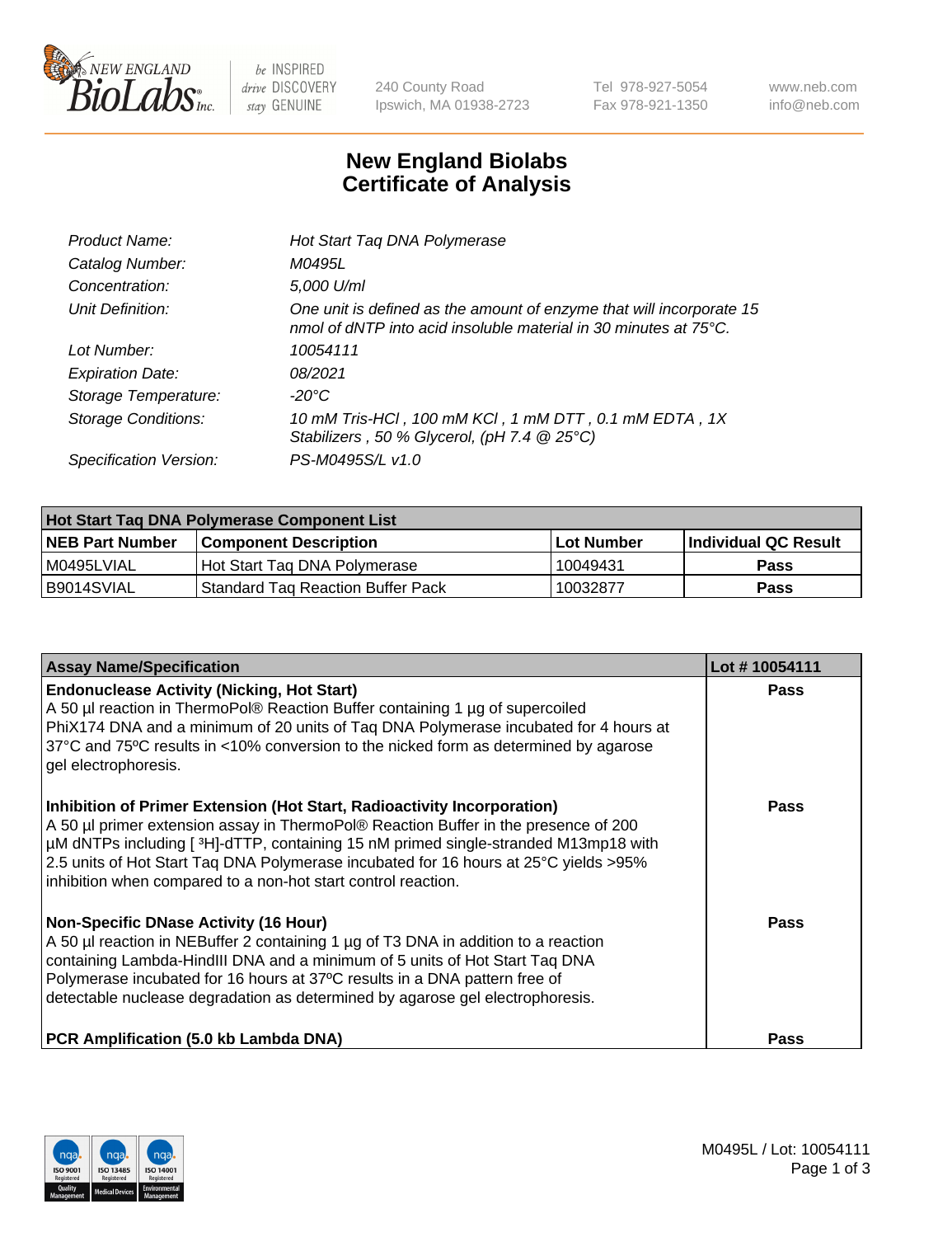# New England Biolabs Certificate of Analysis

| | |
|---|---|
| *Product Name:* | *Hot Start Taq DNA Polymerase* |
| *Catalog Number:* | *M0495L* |
| *Concentration:* | *5,000 U/ml* |
| *Unit Definition:* | *One unit is defined as the amount of enzyme that will incorporate 15 nmol of dNTP into acid insoluble material in 30 minutes at 75°C.* |
| *Lot Number:* | *10054111* |
| *Expiration Date:* | *08/2021* |
| *Storage Temperature:* | *-20°C* |
| *Storage Conditions:* | *10 mM Tris-HCl , 100 mM KCl , 1 mM DTT , 0.1 mM EDTA , 1X Stabilizers , 50 % Glycerol, (pH 7.4 @ 25°C)* |
| *Specification Version:* | *PS-M0495S/L v1.0* |

| Hot Start Taq DNA Polymerase Component List | | | |
|---|---|---|---|
| **NEB Part Number** | **Component Description** | **Lot Number** | **Individual QC Result** |
| M0495LVIAL | Hot Start Taq DNA Polymerase | 10049431 | **Pass** |
| B9014SVIAL | Standard Taq Reaction Buffer Pack | 10032877 | **Pass** |

| Assay Name/Specification | Lot # 10054111 |
|---|---|
| **Endonuclease Activity (Nicking, Hot Start)** A 50 µl reaction in ThermoPol® Reaction Buffer containing 1 µg of supercoiled PhiX174 DNA and a minimum of 20 units of Taq DNA Polymerase incubated for 4 hours at 37°C and 75°C results in <10% conversion to the nicked form as determined by agarose gel electrophoresis. | **Pass** |
| **Inhibition of Primer Extension (Hot Start, Radioactivity Incorporation)** A 50 µl primer extension assay in ThermoPol® Reaction Buffer in the presence of 200 µM dNTPs including [ $^3$H]-dTTP, containing 15 nM primed single-stranded M13mp18 with 2.5 units of Hot Start Taq DNA Polymerase incubated for 16 hours at 25°C yields >95% inhibition when compared to a non-hot start control reaction. | **Pass** |
| **Non-Specific DNase Activity (16 Hour)** A 50 µl reaction in NEBuffer 2 containing 1 µg of T3 DNA in addition to a reaction containing Lambda-HindIII DNA and a minimum of 5 units of Hot Start Taq DNA Polymerase incubated for 16 hours at 37ºC results in a DNA pattern free of detectable nuclease degradation as determined by agarose gel electrophoresis. | **Pass** |
| **PCR Amplification (5.0 kb Lambda DNA)** | **Pass** |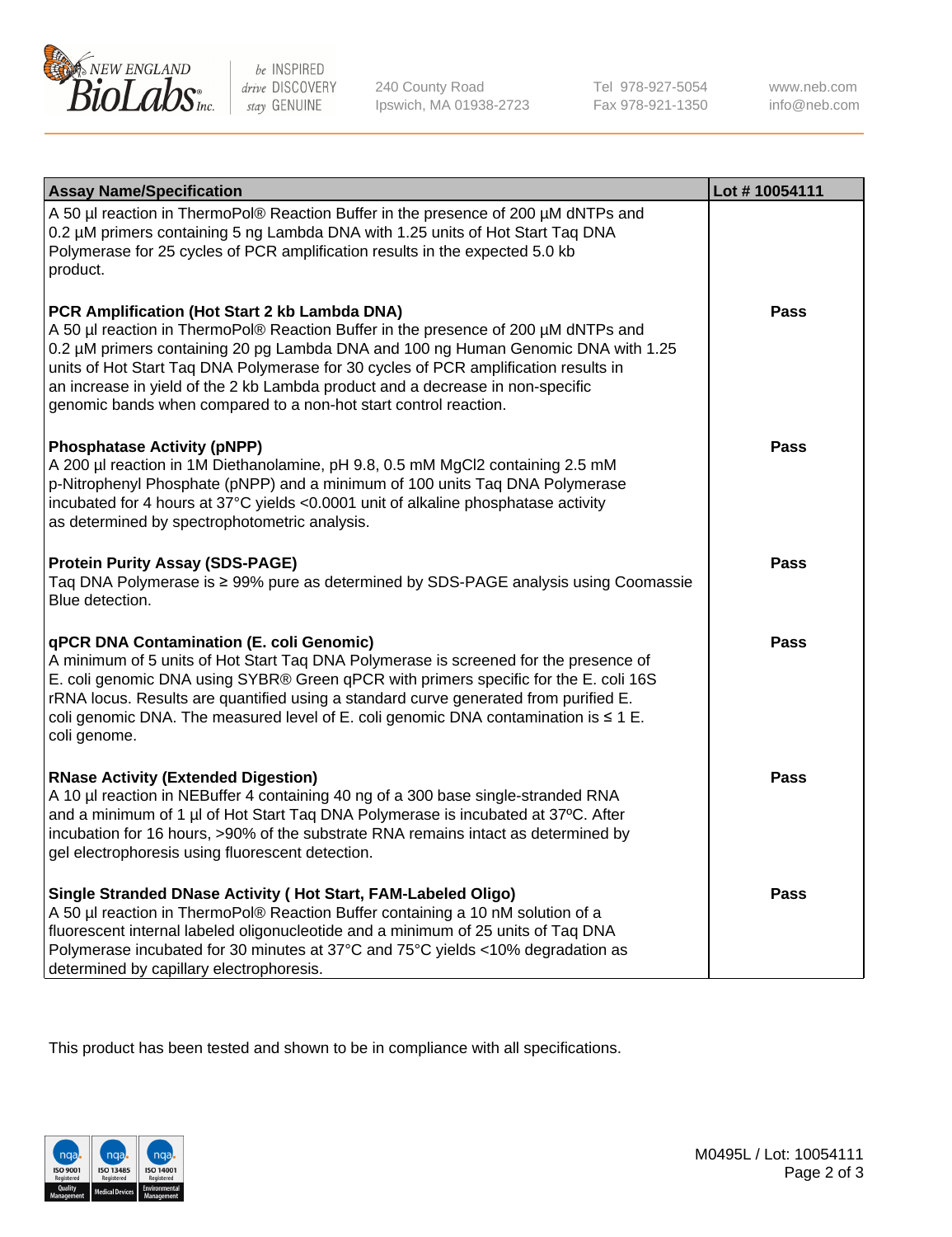| Assay Name/Specification | Lot # 10054111 |
| --- | --- |
| A 50 µl reaction in ThermoPol® Reaction Buffer in the presence of 200 µM dNTPs and 0.2 µM primers containing 5 ng Lambda DNA with 1.25 units of Hot Start Taq DNA Polymerase for 25 cycles of PCR amplification results in the expected 5.0 kb product. | |
| **PCR Amplification (Hot Start 2 kb Lambda DNA)** A 50 µl reaction in ThermoPol® Reaction Buffer in the presence of 200 µM dNTPs and 0.2 µM primers containing 20 pg Lambda DNA and 100 ng Human Genomic DNA with 1.25 units of Hot Start Taq DNA Polymerase for 30 cycles of PCR amplification results in an increase in yield of the 2 kb Lambda product and a decrease in non-specific genomic bands when compared to a non-hot start control reaction. | **Pass** |
| **Phosphatase Activity (pNPP)** A 200 µl reaction in 1M Diethanolamine, pH 9.8, 0.5 mM $MgCl_2$ containing 2.5 mM p-Nitrophenyl Phosphate (pNPP) and a minimum of 100 units Taq DNA Polymerase incubated for 4 hours at 37°C yields <0.0001 unit of alkaline phosphatase activity as determined by spectrophotometric analysis. | **Pass** |
| **Protein Purity Assay (SDS-PAGE)** Taq DNA Polymerase is ≥ 99% pure as determined by SDS-PAGE analysis using Coomassie Blue detection. | **Pass** |
| **qPCR DNA Contamination (E. coli Genomic)** A minimum of 5 units of Hot Start Taq DNA Polymerase is screened for the presence of E. coli genomic DNA using SYBR® Green qPCR with primers specific for the E. coli 16S rRNA locus. Results are quantified using a standard curve generated from purified E. coli genomic DNA. The measured level of E. coli genomic DNA contamination is ≤ 1 E. coli genome. | **Pass** |
| **RNase Activity (Extended Digestion)** A 10 µl reaction in NEBuffer 4 containing 40 ng of a 300 base single-stranded RNA and a minimum of 1 µl of Hot Start Taq DNA Polymerase is incubated at 37ºC. After incubation for 16 hours, >90% of the substrate RNA remains intact as determined by gel electrophoresis using fluorescent detection. | **Pass** |
| **Single Stranded DNase Activity ( Hot Start, FAM-Labeled Oligo)** A 50 µl reaction in ThermoPol® Reaction Buffer containing a 10 nM solution of a fluorescent internal labeled oligonucleotide and a minimum of 25 units of Taq DNA Polymerase incubated for 30 minutes at 37°C and 75°C yields <10% degradation as determined by capillary electrophoresis. | **Pass** |

This product has been tested and shown to be in compliance with all specifications.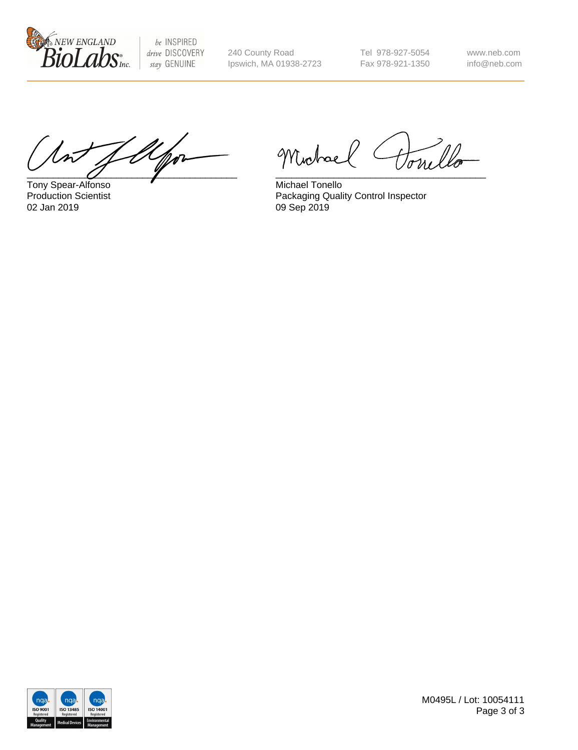Tony Spear-Alfonso
Production Scientist
02 Jan 2019

Michael Tonello
Packaging Quality Control Inspector
09 Sep 2019